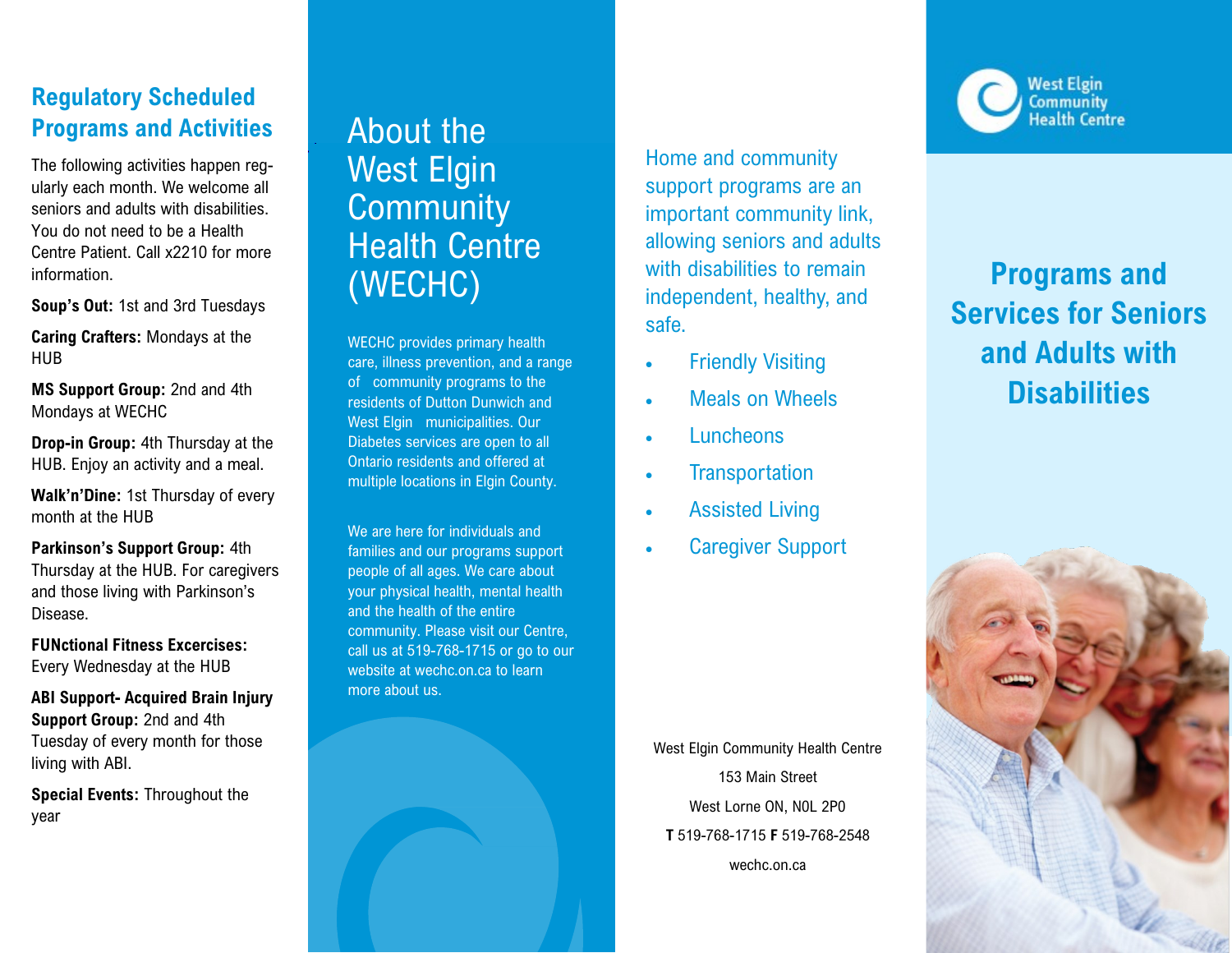## Regulatory Scheduled Programs and Activities

The following activities happen regularly each month. We welcome all seniors and adults with disabilities. You do not need to be a Health Centre Patient. Call x2210 for more information.

**Soup's Out:** 1st and 3rd Tuesdays

**Caring Crafters:** Mondays at the HUB

**MS Support Group:** 2nd and 4th Mondays at WECHC

**Drop-in Group:** 4th Thursday at the HUB. Enjoy an activity and a meal.

**Walk'n'Dine:** 1st Thursday of every month at the HUB

**Parkinson's Support Group:** 4th Thursday at the HUB. For caregivers and those living with Parkinson's Disease.

**FUNctional Fitness Excercises:** Every Wednesday at the HUB

**ABI Support- Acquired Brain Injury Support Group:** 2nd and 4th Tuesday of every month for those living with ABI.

**Special Events:** Throughout the year

## About the West Elgin Community Health Centre (WECHC)

WECHC provides primary health care, illness prevention, and a range of community programs to the residents of Dutton Dunwich and West Elgin municipalities. Our Diabetes services are open to all Ontario residents and offered at multiple locations in Elgin County.

We are here for individuals and families and our programs support people of all ages. We care about your physical health, mental health and the health of the entire community. Please visit our Centre, call us at 519-768-1715 or go to our website at wechc.on.ca to learn more about us.

Home and community support programs are an important community link, allowing seniors and adults with disabilities to remain independent, healthy, and safe.

- Friendly Visiting
- Meals on Wheels
- Luncheons
- Transportation
- Assisted Living
- Caregiver Support

West Elgin Community Health Centre
153 Main Street
West Lorne ON, N0L 2P0
**T** 519-768-1715 **F** 519-768-2548
wechc.on.ca

West Elgin Community Health Centre

# Programs and Services for Seniors and Adults with Disabilities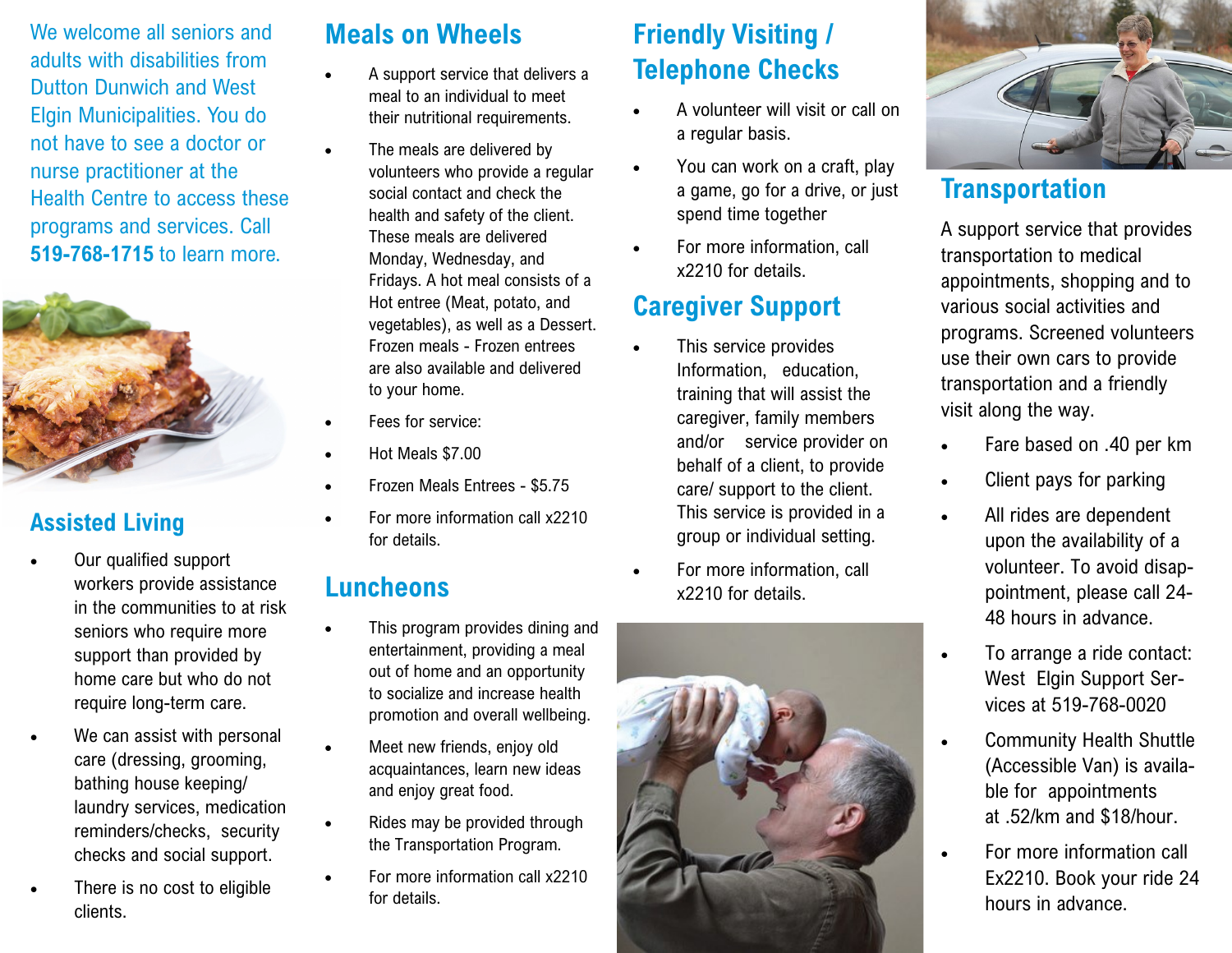We welcome all seniors and adults with disabilities from Dutton Dunwich and West Elgin Municipalities. You do not have to see a doctor or nurse practitioner at the Health Centre to access these programs and services. Call **519-768-1715** to learn more.

## Assisted Living

- Our qualified support workers provide assistance in the communities to at risk seniors who require more support than provided by home care but who do not require long-term care.
- We can assist with personal care (dressing, grooming, bathing house keeping/ laundry services, medication reminders/checks, security checks and social support.
- There is no cost to eligible clients.

## Meals on Wheels

- A support service that delivers a meal to an individual to meet their nutritional requirements.
- The meals are delivered by volunteers who provide a regular social contact and check the health and safety of the client. These meals are delivered Monday, Wednesday, and Fridays. A hot meal consists of a Hot entree (Meat, potato, and vegetables), as well as a Dessert. Frozen meals - Frozen entrees are also available and delivered to your home.
- Fees for service:
- Hot Meals $7.00
- Frozen Meals Entrees - $5.75
- For more information call x2210 for details.

## Luncheons

- This program provides dining and entertainment, providing a meal out of home and an opportunity to socialize and increase health promotion and overall wellbeing.
- Meet new friends, enjoy old acquaintances, learn new ideas and enjoy great food.
- Rides may be provided through the Transportation Program.
- For more information call x2210 for details.

## Friendly Visiting / Telephone Checks

- A volunteer will visit or call on a regular basis.
- You can work on a craft, play a game, go for a drive, or just spend time together
- For more information, call x2210 for details.

## Caregiver Support

- This service provides Information, education, training that will assist the caregiver, family members and/or service provider on behalf of a client, to provide care/ support to the client. This service is provided in a group or individual setting.
- For more information, call x2210 for details.

## Transportation

A support service that provides transportation to medical appointments, shopping and to various social activities and programs. Screened volunteers use their own cars to provide transportation and a friendly visit along the way.

- Fare based on .40 per km
- Client pays for parking
- All rides are dependent upon the availability of a volunteer. To avoid disappointment, please call 24-48 hours in advance.
- To arrange a ride contact: West Elgin Support Services at 519-768-0020
- Community Health Shuttle (Accessible Van) is available for appointments at .52/km and $18/hour.
- For more information call Ex2210. Book your ride 24 hours in advance.